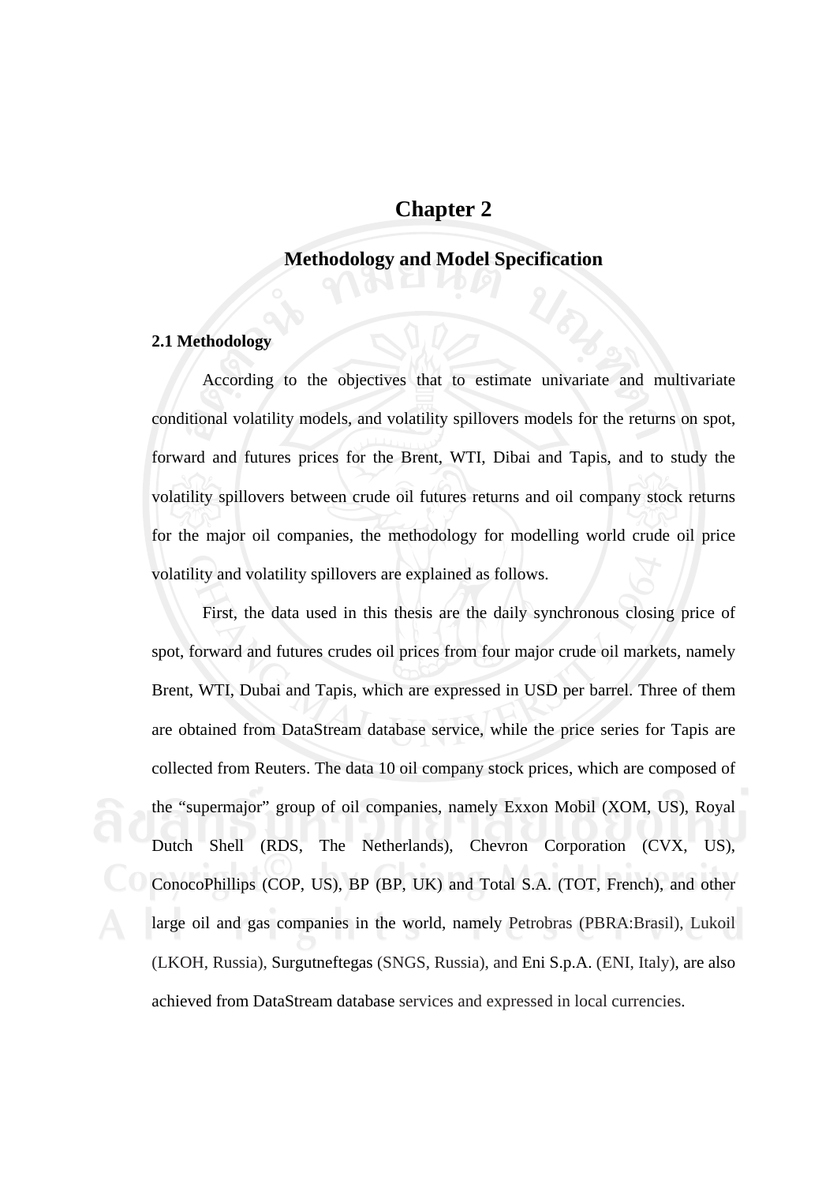# Chapter 2

## Methodology and Model Specification

### 2.1 Methodology

According to the objectives that to estimate univariate and multivariate conditional volatility models, and volatility spillovers models for the returns on spot, forward and futures prices for the Brent, WTI, Dibai and Tapis, and to study the volatility spillovers between crude oil futures returns and oil company stock returns for the major oil companies, the methodology for modelling world crude oil price volatility and volatility spillovers are explained as follows.

First, the data used in this thesis are the daily synchronous closing price of spot, forward and futures crudes oil prices from four major crude oil markets, namely Brent, WTI, Dubai and Tapis, which are expressed in USD per barrel. Three of them are obtained from DataStream database service, while the price series for Tapis are collected from Reuters. The data 10 oil company stock prices, which are composed of the "supermajor" group of oil companies, namely Exxon Mobil (XOM, US), Royal Dutch Shell (RDS, The Netherlands), Chevron Corporation (CVX, US), ConocoPhillips (COP, US), BP (BP, UK) and Total S.A. (TOT, French), and other large oil and gas companies in the world, namely Petrobras (PBRA:Brasil), Lukoil (LKOH, Russia), Surgutneftegas (SNGS, Russia), and Eni S.p.A. (ENI, Italy), are also achieved from DataStream database services and expressed in local currencies.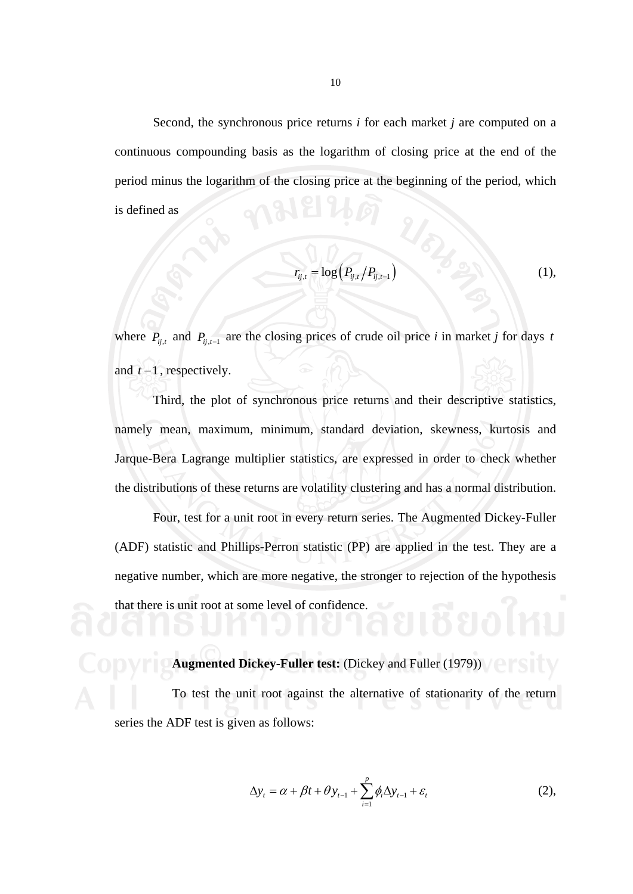Second, the synchronous price returns *i* for each market *j* are computed on a continuous compounding basis as the logarithm of closing price at the end of the period minus the logarithm of the closing price at the beginning of the period, which is defined as

$$r_{ij,t} = \log\left(P_{ij,t} / P_{ij,t-1}\right) \qquad (1),$$

where $P_{ij,t}$ and $P_{ij,t-1}$ are the closing prices of crude oil price *i* in market *j* for days $t$ and $t-1$, respectively.

Third, the plot of synchronous price returns and their descriptive statistics, namely mean, maximum, minimum, standard deviation, skewness, kurtosis and Jarque-Bera Lagrange multiplier statistics, are expressed in order to check whether the distributions of these returns are volatility clustering and has a normal distribution.

Four, test for a unit root in every return series. The Augmented Dickey-Fuller (ADF) statistic and Phillips-Perron statistic (PP) are applied in the test. They are a negative number, which are more negative, the stronger to rejection of the hypothesis that there is unit root at some level of confidence.

**Augmented Dickey-Fuller test:** (Dickey and Fuller (1979))

To test the unit root against the alternative of stationarity of the return series the ADF test is given as follows:

$$\Delta y_t = \alpha + \beta t + \theta y_{t-1} + \sum_{i=1}^{p} \phi_i \Delta y_{t-1} + \varepsilon_t \qquad (2),$$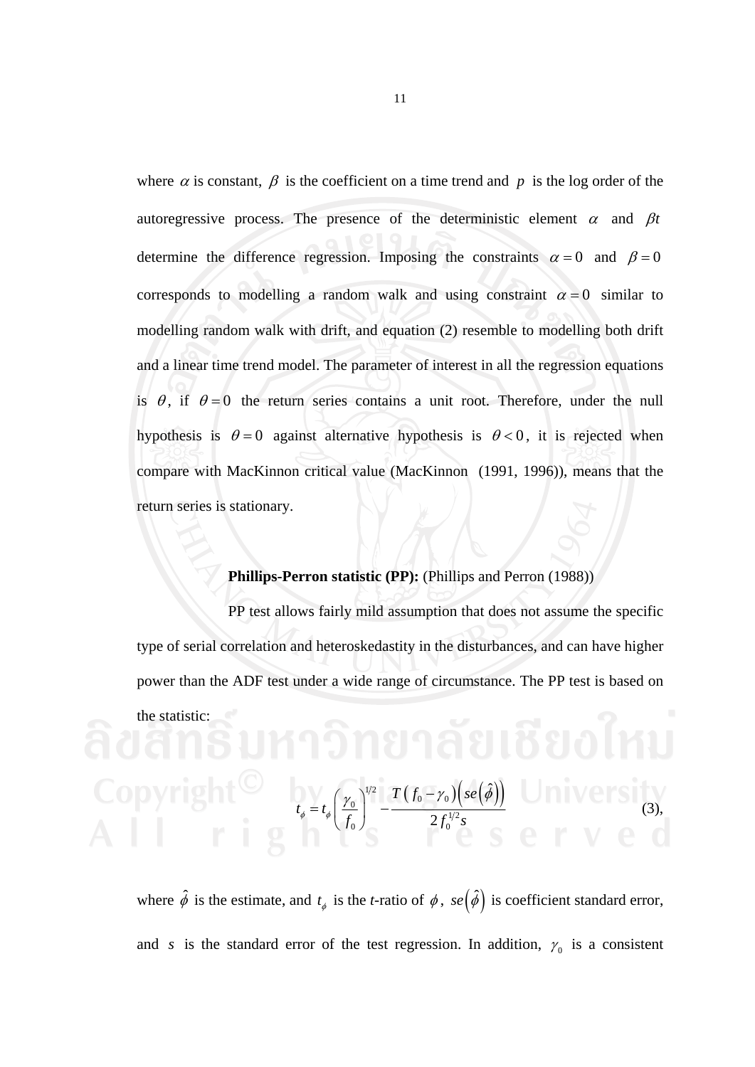where $\alpha$ is constant, $\beta$ is the coefficient on a time trend and $p$ is the log order of the autoregressive process. The presence of the deterministic element $\alpha$ and $\beta t$ determine the difference regression. Imposing the constraints $\alpha = 0$ and $\beta = 0$ corresponds to modelling a random walk and using constraint $\alpha = 0$ similar to modelling random walk with drift, and equation (2) resemble to modelling both drift and a linear time trend model. The parameter of interest in all the regression equations is $\theta$, if $\theta = 0$ the return series contains a unit root. Therefore, under the null hypothesis is $\theta = 0$ against alternative hypothesis is $\theta < 0$, it is rejected when compare with MacKinnon critical value (MacKinnon (1991, 1996)), means that the return series is stationary.

**Phillips-Perron statistic (PP):** (Phillips and Perron (1988))

PP test allows fairly mild assumption that does not assume the specific type of serial correlation and heteroskedastity in the disturbances, and can have higher power than the ADF test under a wide range of circumstance. The PP test is based on the statistic:

$$t_{\phi} = t_{\phi}\left(\frac{\gamma_0}{f_0}\right)^{1/2} - \frac{T\left(f_0 - \gamma_0\right)\left(se\left(\hat{\phi}\right)\right)}{2 f_0^{1/2} s} \quad (3),$$

where $\hat{\phi}$ is the estimate, and $t_{\phi}$ is the *t*-ratio of $\phi$, $se\left(\hat{\phi}\right)$ is coefficient standard error, and $s$ is the standard error of the test regression. In addition, $\gamma_0$ is a consistent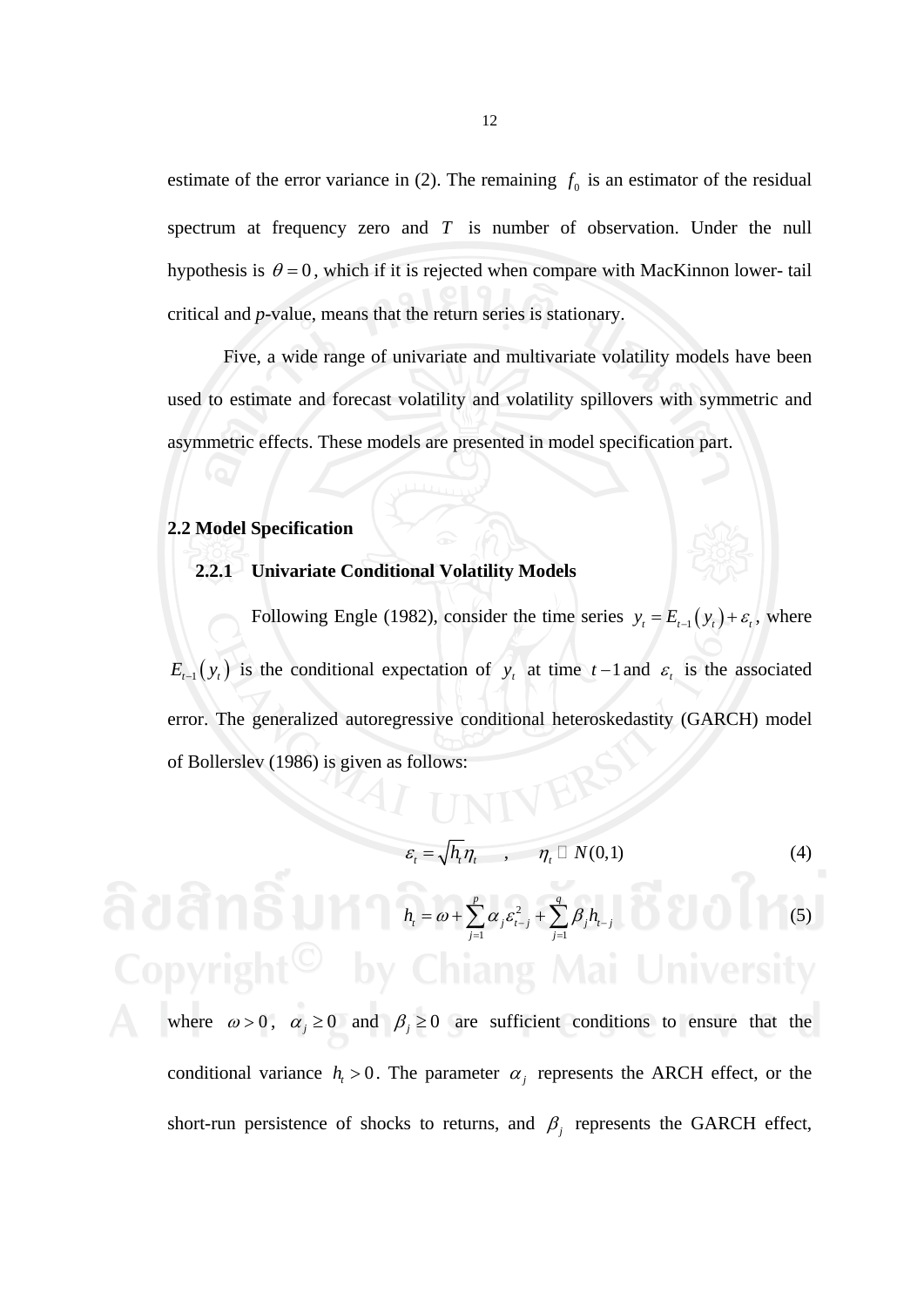estimate of the error variance in (2). The remaining $f_0$ is an estimator of the residual spectrum at frequency zero and $T$ is number of observation. Under the null hypothesis is $\theta = 0$, which if it is rejected when compare with MacKinnon lower- tail critical and *p*-value, means that the return series is stationary.

Five, a wide range of univariate and multivariate volatility models have been used to estimate and forecast volatility and volatility spillovers with symmetric and asymmetric effects. These models are presented in model specification part.

## 2.2 Model Specification

### 2.2.1 Univariate Conditional Volatility Models

Following Engle (1982), consider the time series $y_t = E_{t-1}(y_t) + \varepsilon_t$, where $E_{t-1}(y_t)$ is the conditional expectation of $y_t$ at time $t-1$ and $\varepsilon_t$ is the associated error. The generalized autoregressive conditional heteroskedastity (GARCH) model of Bollerslev (1986) is given as follows:

$$\varepsilon_t = \sqrt{h_t}\eta_t \quad , \quad \eta_t \sim N(0,1) \tag{4}$$

$$h_t = \omega + \sum_{j=1}^{p} \alpha_j \varepsilon_{t-j}^2 + \sum_{j=1}^{q} \beta_j h_{t-j} \tag{5}$$

where $\omega > 0$, $\alpha_j \geq 0$ and $\beta_j \geq 0$ are sufficient conditions to ensure that the conditional variance $h_t > 0$. The parameter $\alpha_j$ represents the ARCH effect, or the short-run persistence of shocks to returns, and $\beta_j$ represents the GARCH effect,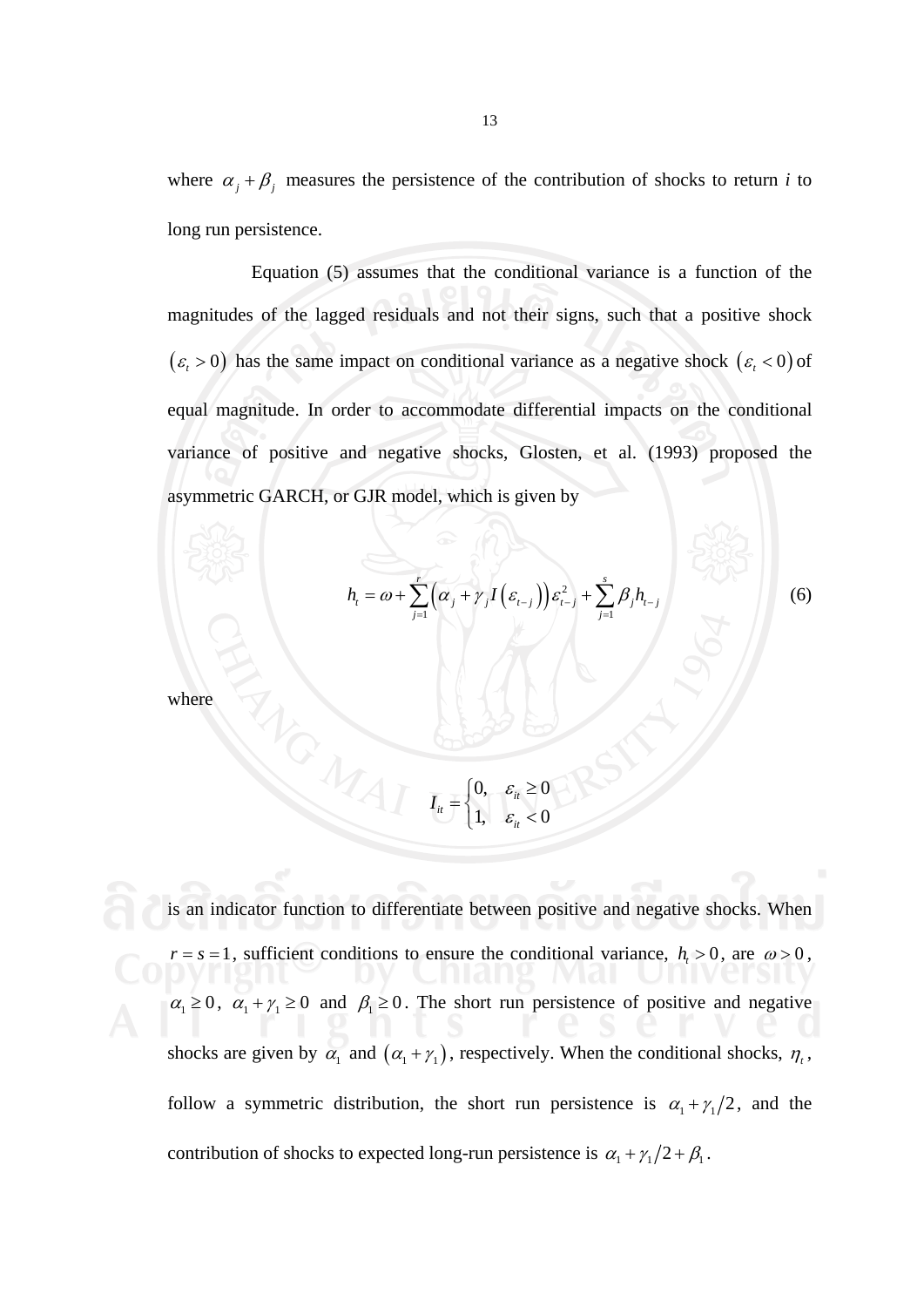where $\alpha_j + \beta_j$ measures the persistence of the contribution of shocks to return *i* to long run persistence.

Equation (5) assumes that the conditional variance is a function of the magnitudes of the lagged residuals and not their signs, such that a positive shock $(\varepsilon_t > 0)$ has the same impact on conditional variance as a negative shock $(\varepsilon_t < 0)$ of equal magnitude. In order to accommodate differential impacts on the conditional variance of positive and negative shocks, Glosten, et al. (1993) proposed the asymmetric GARCH, or GJR model, which is given by

$$h_t = \omega + \sum_{j=1}^{r} \left( \alpha_j + \gamma_j I\left(\varepsilon_{t-j}\right) \right) \varepsilon_{t-j}^2 + \sum_{j=1}^{s} \beta_j h_{t-j} \tag{6}$$

where

$$I_{it} = \begin{cases} 0, & \varepsilon_{it} \geq 0 \\ 1, & \varepsilon_{it} < 0 \end{cases}$$

is an indicator function to differentiate between positive and negative shocks. When $r = s = 1$, sufficient conditions to ensure the conditional variance, $h_t > 0$, are $\omega > 0$, $\alpha_1 \geq 0$, $\alpha_1 + \gamma_1 \geq 0$ and $\beta_1 \geq 0$. The short run persistence of positive and negative shocks are given by $\alpha_1$ and $(\alpha_1 + \gamma_1)$, respectively. When the conditional shocks, $\eta_t$, follow a symmetric distribution, the short run persistence is $\alpha_1 + \gamma_1/2$, and the contribution of shocks to expected long-run persistence is $\alpha_1 + \gamma_1/2 + \beta_1$.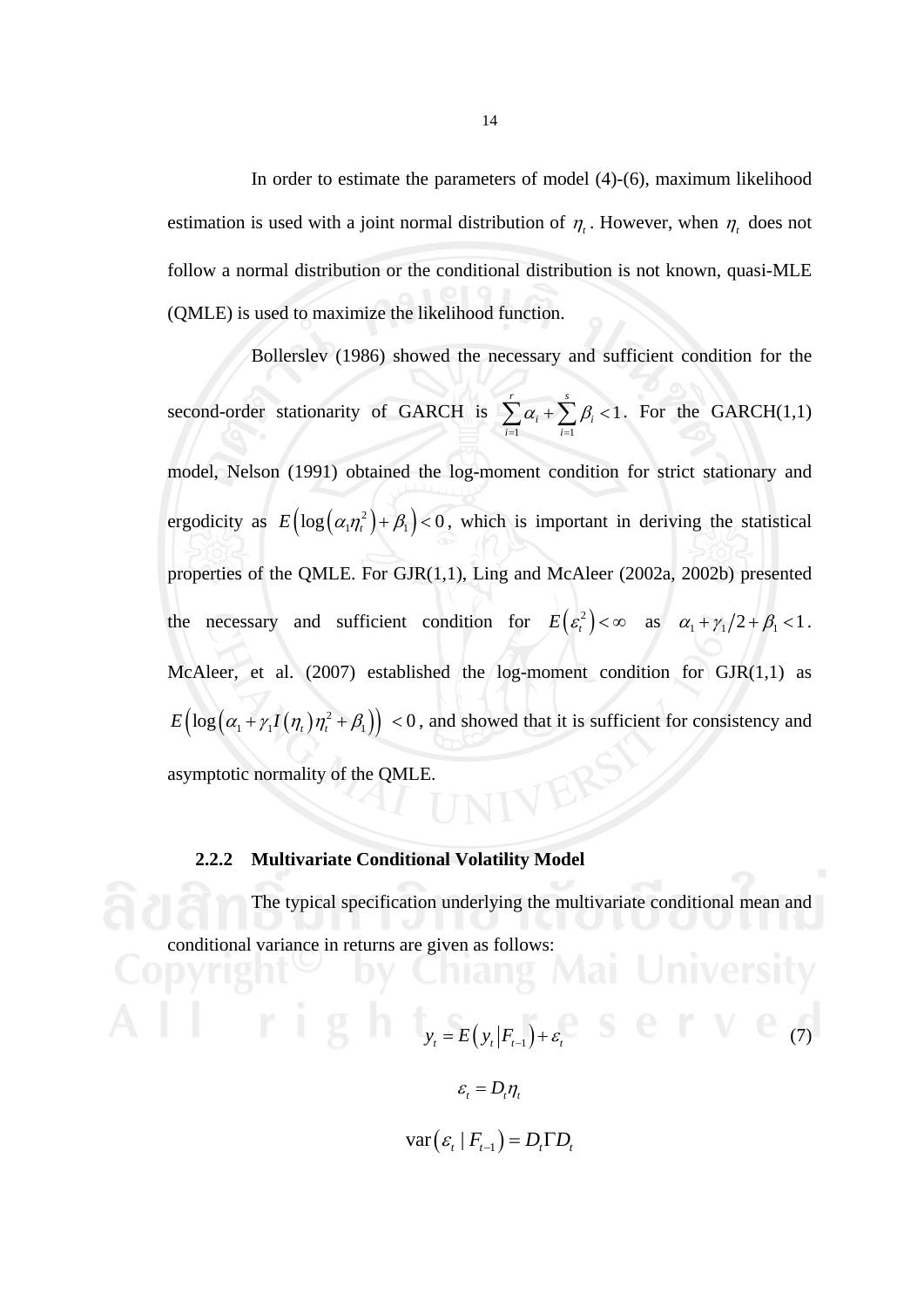In order to estimate the parameters of model (4)-(6), maximum likelihood estimation is used with a joint normal distribution of $\eta_t$. However, when $\eta_t$ does not follow a normal distribution or the conditional distribution is not known, quasi-MLE (QMLE) is used to maximize the likelihood function.

Bollerslev (1986) showed the necessary and sufficient condition for the second-order stationarity of GARCH is $\sum_{i=1}^{r} \alpha_i + \sum_{i=1}^{s} \beta_i < 1$. For the GARCH(1,1) model, Nelson (1991) obtained the log-moment condition for strict stationary and ergodicity as $E\left(\log\left(\alpha_1 \eta_t^2\right) + \beta_1\right) < 0$, which is important in deriving the statistical properties of the QMLE. For GJR(1,1), Ling and McAleer (2002a, 2002b) presented the necessary and sufficient condition for $E\left(\varepsilon_t^2\right) < \infty$ as $\alpha_1 + \gamma_1/2 + \beta_1 < 1$. McAleer, et al. (2007) established the log-moment condition for GJR(1,1) as $E\left(\log\left(\alpha_1 + \gamma_1 I\left(\eta_t\right)\eta_t^2 + \beta_1\right)\right) < 0$, and showed that it is sufficient for consistency and asymptotic normality of the QMLE.

### 2.2.2 Multivariate Conditional Volatility Model

The typical specification underlying the multivariate conditional mean and conditional variance in returns are given as follows:

$$y_t = E\left(y_t \middle| F_{t-1}\right) + \varepsilon_t \tag{7}$$

$$\varepsilon_t = D_t \eta_t$$

$$\operatorname{var}\left(\varepsilon_t \mid F_{t-1}\right) = D_t \Gamma D_t$$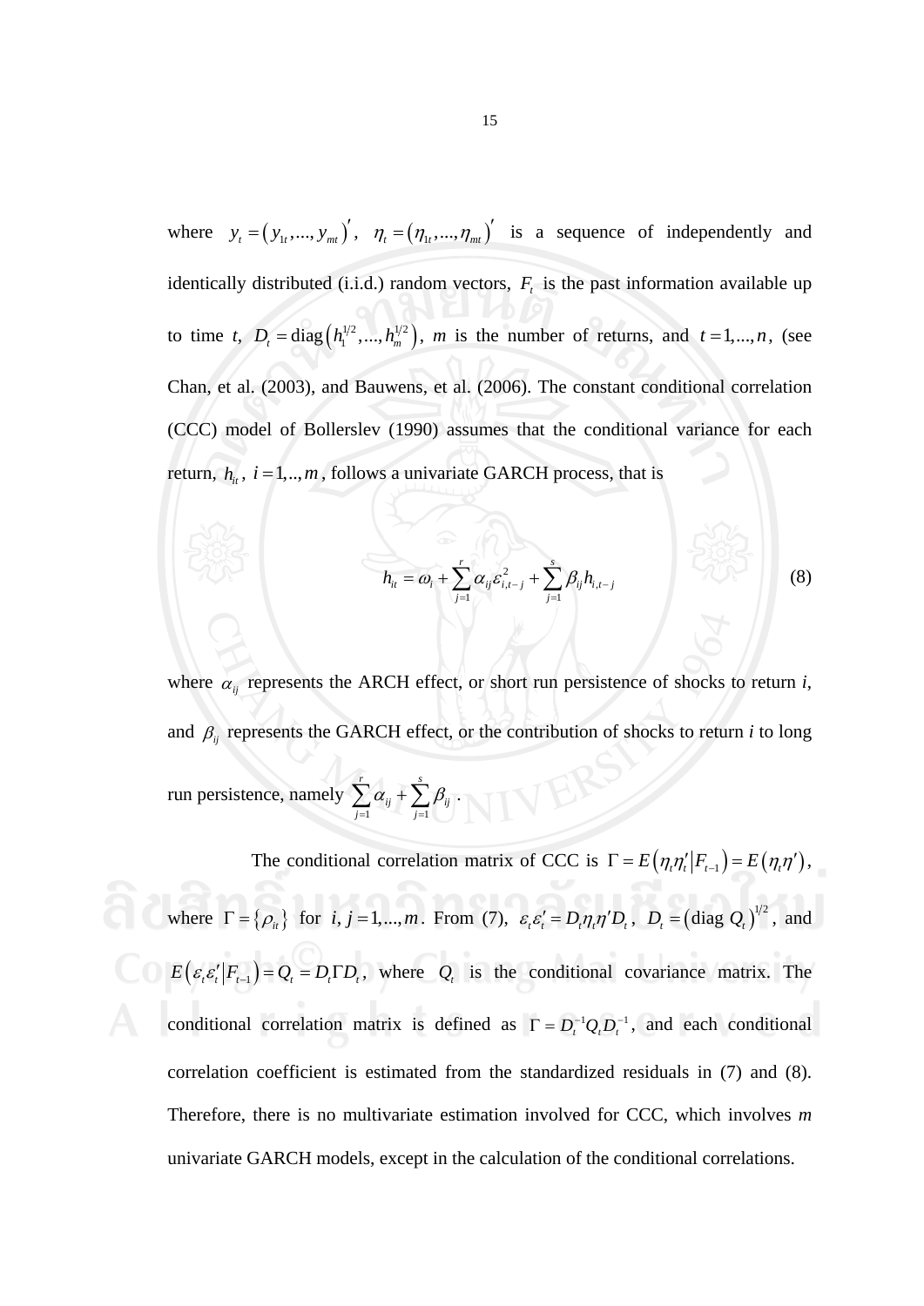where $y_t = (y_{1t},...,y_{mt})'$, $\eta_t = (\eta_{1t},...,\eta_{mt})'$ is a sequence of independently and identically distributed (i.i.d.) random vectors, $F_t$ is the past information available up to time $t$, $D_t = \text{diag}\left(h_1^{1/2},...,h_m^{1/2}\right)$, $m$ is the number of returns, and $t = 1,...,n$, (see Chan, et al. (2003), and Bauwens, et al. (2006). The constant conditional correlation (CCC) model of Bollerslev (1990) assumes that the conditional variance for each return, $h_{it}$, $i = 1,..,m$, follows a univariate GARCH process, that is

$$h_{it} = \omega_i + \sum_{j=1}^{r} \alpha_{ij} \varepsilon_{i,t-j}^2 + \sum_{j=1}^{s} \beta_{ij} h_{i,t-j} \tag{8}$$

where $\alpha_{ij}$ represents the ARCH effect, or short run persistence of shocks to return $i$, and $\beta_{ij}$ represents the GARCH effect, or the contribution of shocks to return $i$ to long run persistence, namely $\sum_{j=1}^{r} \alpha_{ij} + \sum_{j=1}^{s} \beta_{ij}$ .

The conditional correlation matrix of CCC is $\Gamma = E\left(\eta_t \eta_t' \middle| F_{t-1}\right) = E\left(\eta_t \eta'\right)$, where $\Gamma = \{\rho_{it}\}$ for $i, j = 1,...,m$. From (7), $\varepsilon_t \varepsilon_t' = D_t \eta_t \eta' D_t$, $D_t = \left(\text{diag } Q_t\right)^{1/2}$, and $E\left(\varepsilon_t \varepsilon_t' \middle| F_{t-1}\right) = Q_t = D_t \Gamma D_t$, where $Q_t$ is the conditional covariance matrix. The conditional correlation matrix is defined as $\Gamma = D_t^{-1} Q_t D_t^{-1}$, and each conditional correlation coefficient is estimated from the standardized residuals in (7) and (8). Therefore, there is no multivariate estimation involved for CCC, which involves $m$ univariate GARCH models, except in the calculation of the conditional correlations.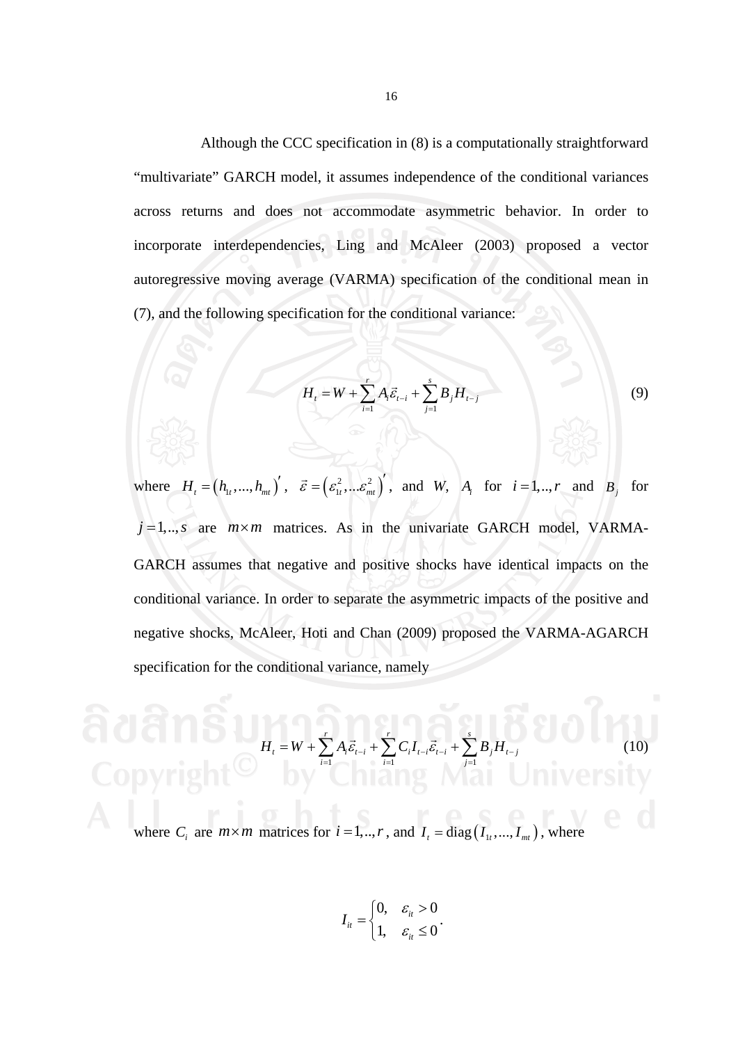Although the CCC specification in (8) is a computationally straightforward "multivariate" GARCH model, it assumes independence of the conditional variances across returns and does not accommodate asymmetric behavior. In order to incorporate interdependencies, Ling and McAleer (2003) proposed a vector autoregressive moving average (VARMA) specification of the conditional mean in (7), and the following specification for the conditional variance:

$$H_t = W + \sum_{i=1}^{r} A_i \vec{\varepsilon}_{t-i} + \sum_{j=1}^{s} B_j H_{t-j} \tag{9}$$

where $H_t = (h_{1t},...,h_{mt})'$, $\vec{\varepsilon} = (\varepsilon_{1t}^2,...\varepsilon_{mt}^2)'$, and $W$, $A_i$ for $i = 1,..,r$ and $B_j$ for $j = 1,..,s$ are $m \times m$ matrices. As in the univariate GARCH model, VARMA-GARCH assumes that negative and positive shocks have identical impacts on the conditional variance. In order to separate the asymmetric impacts of the positive and negative shocks, McAleer, Hoti and Chan (2009) proposed the VARMA-AGARCH specification for the conditional variance, namely

$$H_t = W + \sum_{i=1}^{r} A_i \vec{\varepsilon}_{t-i} + \sum_{i=1}^{r} C_i I_{t-i} \vec{\varepsilon}_{t-i} + \sum_{j=1}^{s} B_j H_{t-j} \tag{10}$$

where $C_i$ are $m \times m$ matrices for $i = 1,..,r$, and $I_t = \text{diag}(I_{1t},...,I_{mt})$, where

$$I_{it} = \begin{cases} 0, & \varepsilon_{it} > 0 \\ 1, & \varepsilon_{it} \le 0 \end{cases}.$$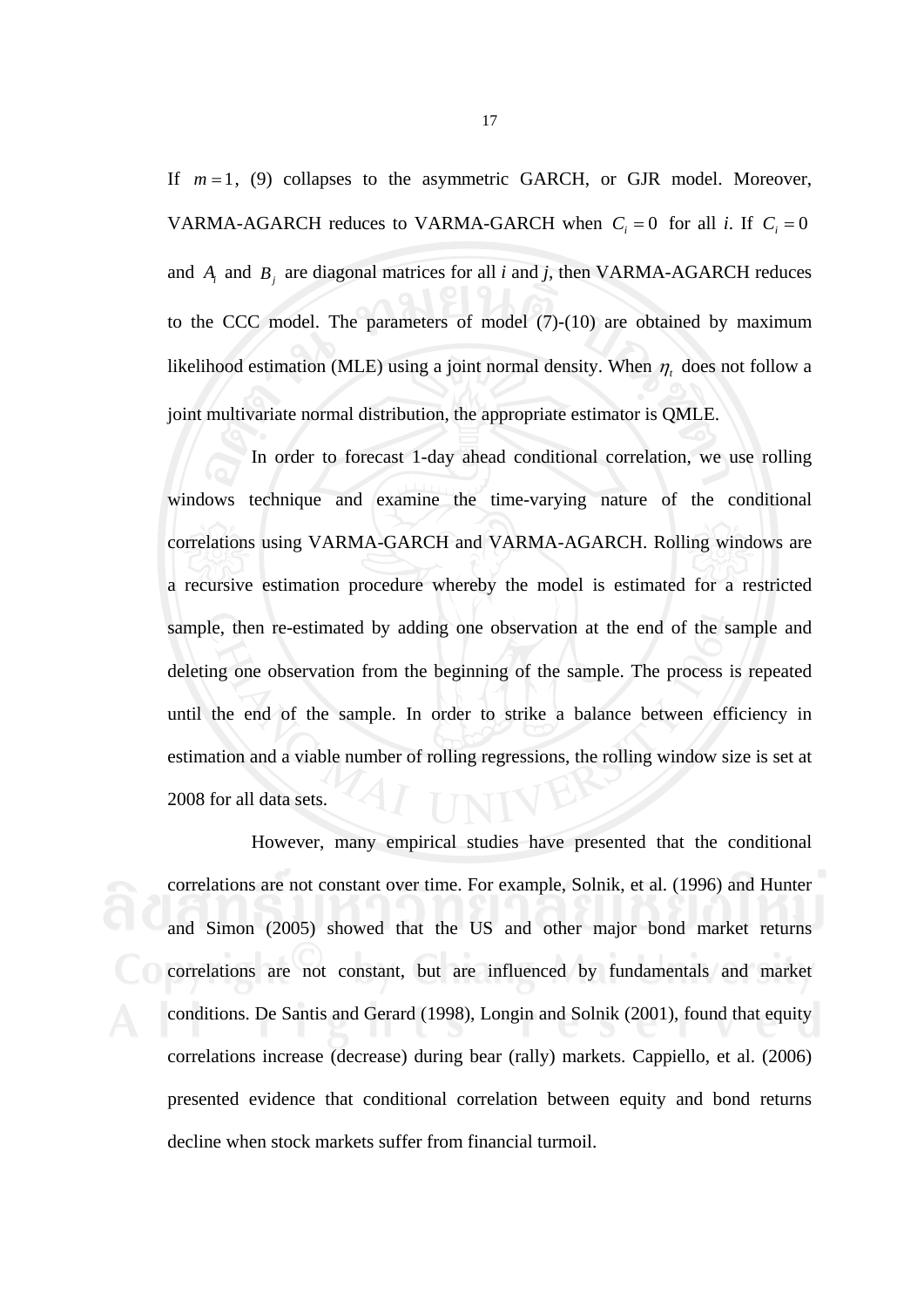If $m = 1$, (9) collapses to the asymmetric GARCH, or GJR model. Moreover, VARMA-AGARCH reduces to VARMA-GARCH when $C_i = 0$ for all *i*. If $C_i = 0$ and $A_i$ and $B_j$ are diagonal matrices for all *i* and *j*, then VARMA-AGARCH reduces to the CCC model. The parameters of model (7)-(10) are obtained by maximum likelihood estimation (MLE) using a joint normal density. When $\eta_t$ does not follow a joint multivariate normal distribution, the appropriate estimator is QMLE.

In order to forecast 1-day ahead conditional correlation, we use rolling windows technique and examine the time-varying nature of the conditional correlations using VARMA-GARCH and VARMA-AGARCH. Rolling windows are a recursive estimation procedure whereby the model is estimated for a restricted sample, then re-estimated by adding one observation at the end of the sample and deleting one observation from the beginning of the sample. The process is repeated until the end of the sample. In order to strike a balance between efficiency in estimation and a viable number of rolling regressions, the rolling window size is set at 2008 for all data sets.

However, many empirical studies have presented that the conditional correlations are not constant over time. For example, Solnik, et al. (1996) and Hunter and Simon (2005) showed that the US and other major bond market returns correlations are not constant, but are influenced by fundamentals and market conditions. De Santis and Gerard (1998), Longin and Solnik (2001), found that equity correlations increase (decrease) during bear (rally) markets. Cappiello, et al. (2006) presented evidence that conditional correlation between equity and bond returns decline when stock markets suffer from financial turmoil.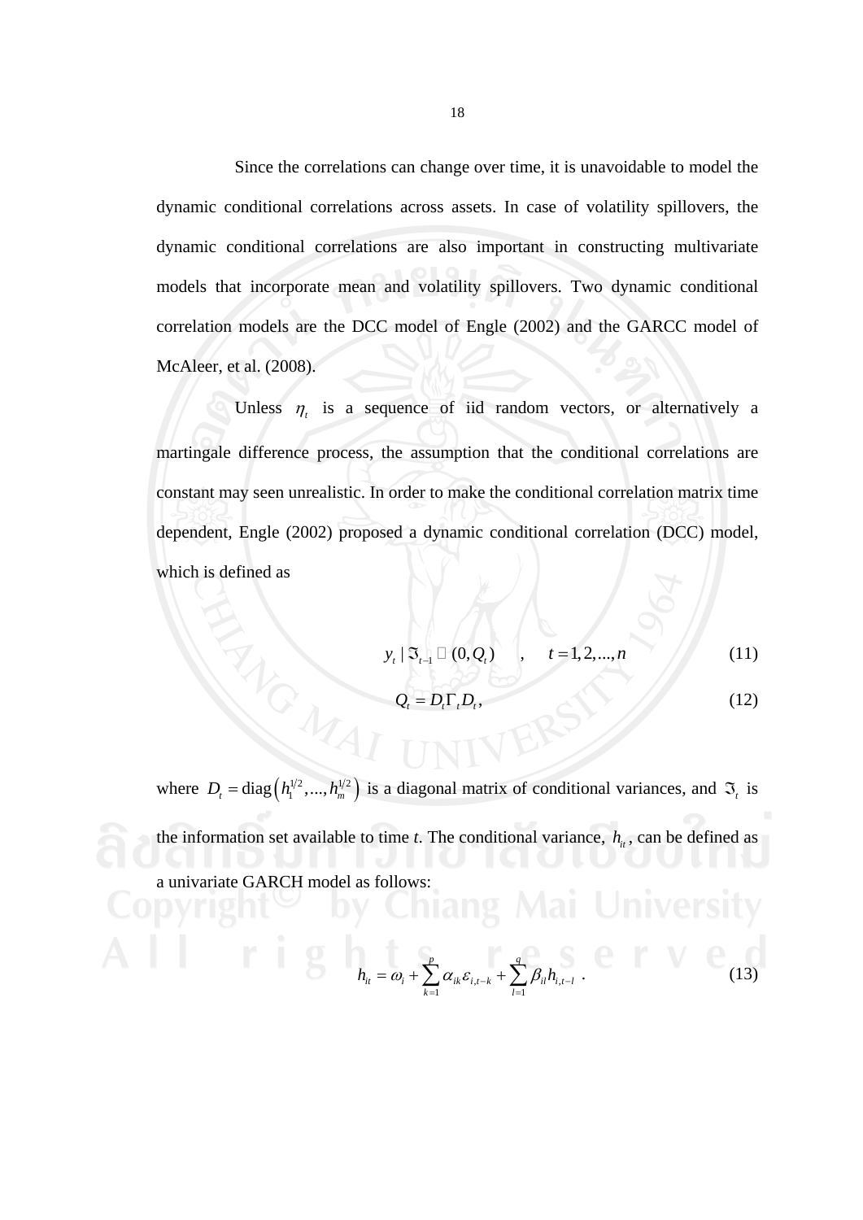Since the correlations can change over time, it is unavoidable to model the dynamic conditional correlations across assets. In case of volatility spillovers, the dynamic conditional correlations are also important in constructing multivariate models that incorporate mean and volatility spillovers. Two dynamic conditional correlation models are the DCC model of Engle (2002) and the GARCC model of McAleer, et al. (2008).

Unless $\eta_t$ is a sequence of iid random vectors, or alternatively a martingale difference process, the assumption that the conditional correlations are constant may seen unrealistic. In order to make the conditional correlation matrix time dependent, Engle (2002) proposed a dynamic conditional correlation (DCC) model, which is defined as

$$y_t \mid \Im_{t-1} \sim (0, Q_t) \quad , \quad t = 1, 2, ..., n \tag{11}$$

$$Q_t = D_t \Gamma_t D_t , \tag{12}$$

where $D_t = \mathrm{diag}\left(h_1^{1/2}, ..., h_m^{1/2}\right)$ is a diagonal matrix of conditional variances, and $\Im_t$ is the information set available to time *t*. The conditional variance, $h_{it}$, can be defined as a univariate GARCH model as follows:

$$h_{it} = \omega_i + \sum_{k=1}^{p} \alpha_{ik} \varepsilon_{i,t-k} + \sum_{l=1}^{q} \beta_{il} h_{i,t-l} \ . \tag{13}$$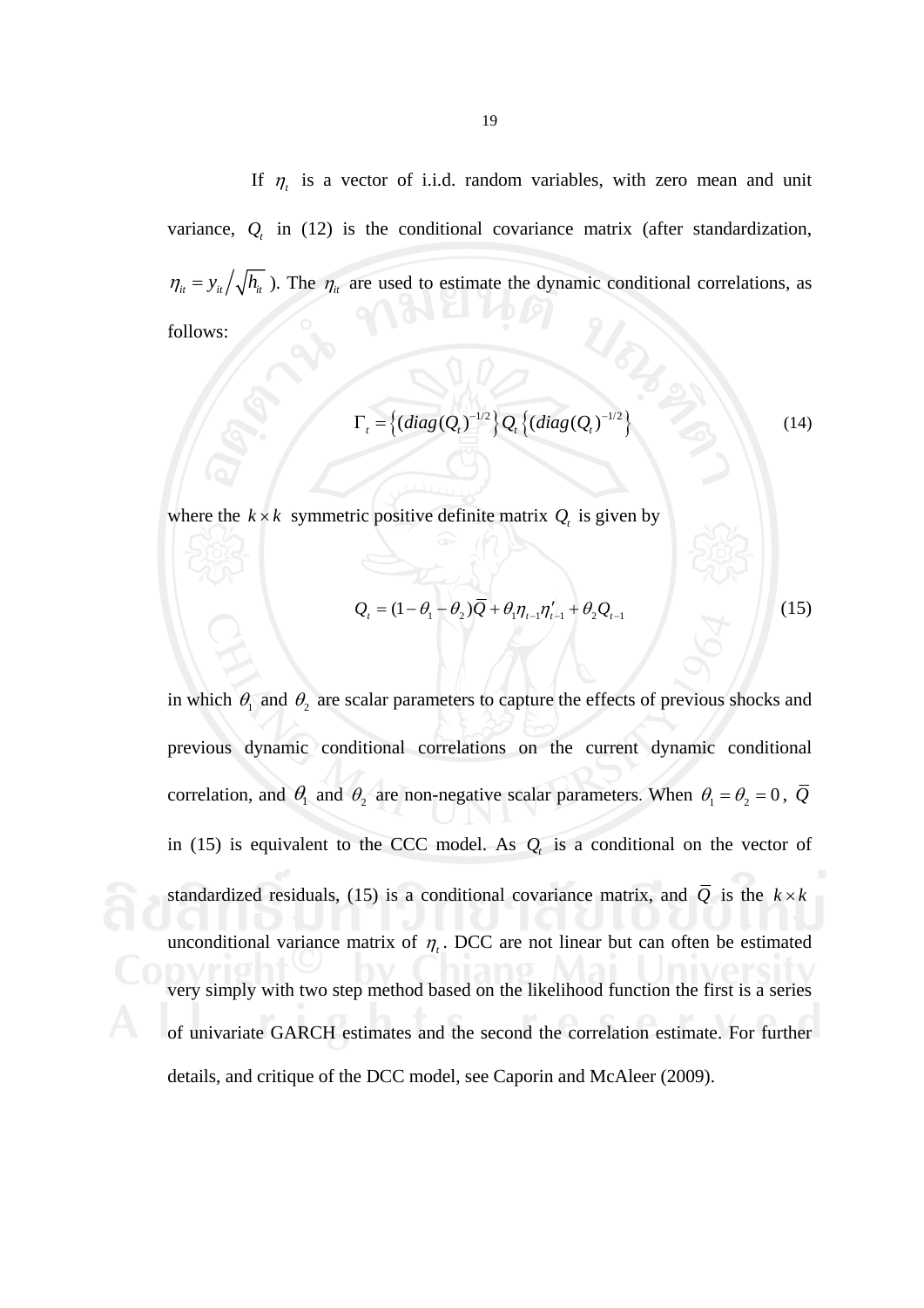If $\eta_t$ is a vector of i.i.d. random variables, with zero mean and unit variance, $Q_t$ in (12) is the conditional covariance matrix (after standardization, $\eta_{it} = y_{it} \big/ \sqrt{h_{it}}$ ). The $\eta_{it}$ are used to estimate the dynamic conditional correlations, as follows:

$$\Gamma_t = \left\{ (diag(Q_t)^{-1/2} \right\} Q_t \left\{ (diag(Q_t)^{-1/2} \right\} \tag{14}$$

where the $k \times k$ symmetric positive definite matrix $Q_t$ is given by

$$Q_t = (1 - \theta_1 - \theta_2)\overline{Q} + \theta_1 \eta_{t-1} \eta'_{t-1} + \theta_2 Q_{t-1} \tag{15}$$

in which $\theta_1$ and $\theta_2$ are scalar parameters to capture the effects of previous shocks and previous dynamic conditional correlations on the current dynamic conditional correlation, and $\theta_1$ and $\theta_2$ are non-negative scalar parameters. When $\theta_1 = \theta_2 = 0$, $\overline{Q}$ in (15) is equivalent to the CCC model. As $Q_t$ is a conditional on the vector of standardized residuals, (15) is a conditional covariance matrix, and $\overline{Q}$ is the $k \times k$ unconditional variance matrix of $\eta_t$. DCC are not linear but can often be estimated very simply with two step method based on the likelihood function the first is a series of univariate GARCH estimates and the second the correlation estimate. For further details, and critique of the DCC model, see Caporin and McAleer (2009).